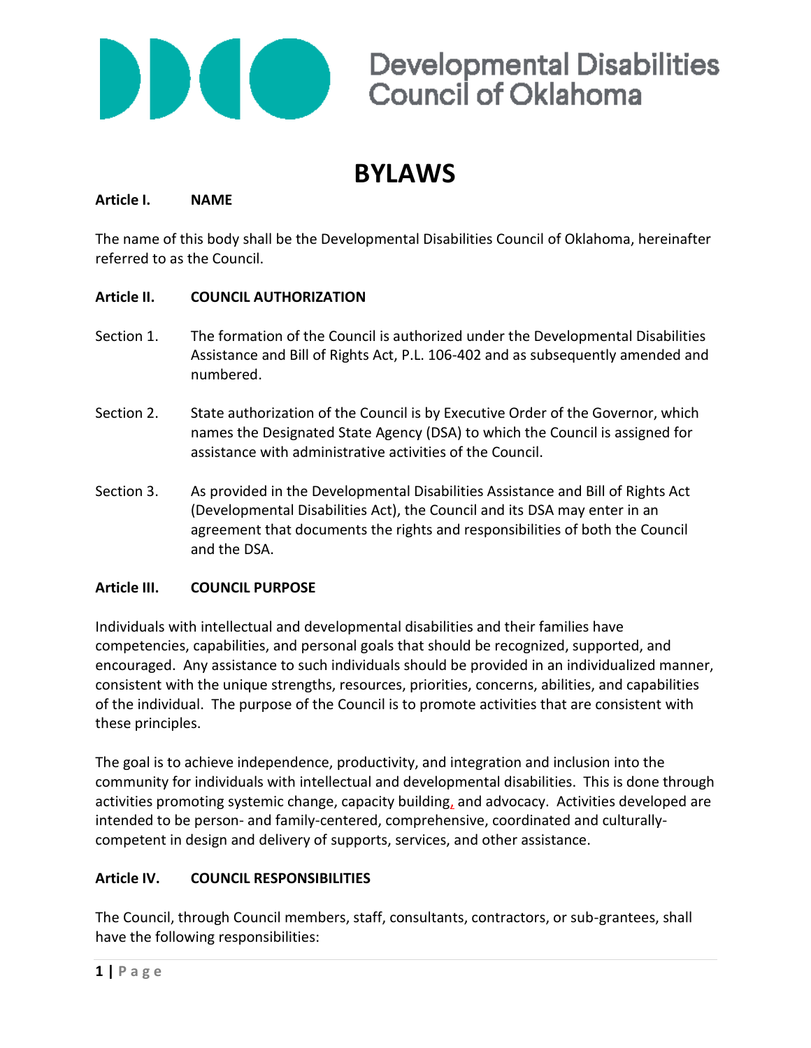Developmental Disabilities Council of Oklahoma

# BYLAWS

**Article I. NAME**

The name of this body shall be the Developmental Disabilities Council of Oklahoma, hereinafter referred to as the Council.

**Article II. COUNCIL AUTHORIZATION**

Section 1. The formation of the Council is authorized under the Developmental Disabilities Assistance and Bill of Rights Act, P.L. 106-402 and as subsequently amended and numbered.

Section 2. State authorization of the Council is by Executive Order of the Governor, which names the Designated State Agency (DSA) to which the Council is assigned for assistance with administrative activities of the Council.

Section 3. As provided in the Developmental Disabilities Assistance and Bill of Rights Act (Developmental Disabilities Act), the Council and its DSA may enter in an agreement that documents the rights and responsibilities of both the Council and the DSA.

**Article III. COUNCIL PURPOSE**

Individuals with intellectual and developmental disabilities and their families have competencies, capabilities, and personal goals that should be recognized, supported, and encouraged. Any assistance to such individuals should be provided in an individualized manner, consistent with the unique strengths, resources, priorities, concerns, abilities, and capabilities of the individual. The purpose of the Council is to promote activities that are consistent with these principles.

The goal is to achieve independence, productivity, and integration and inclusion into the community for individuals with intellectual and developmental disabilities. This is done through activities promoting systemic change, capacity building, and advocacy. Activities developed are intended to be person- and family-centered, comprehensive, coordinated and culturally-competent in design and delivery of supports, services, and other assistance.

**Article IV. COUNCIL RESPONSIBILITIES**

The Council, through Council members, staff, consultants, contractors, or sub-grantees, shall have the following responsibilities: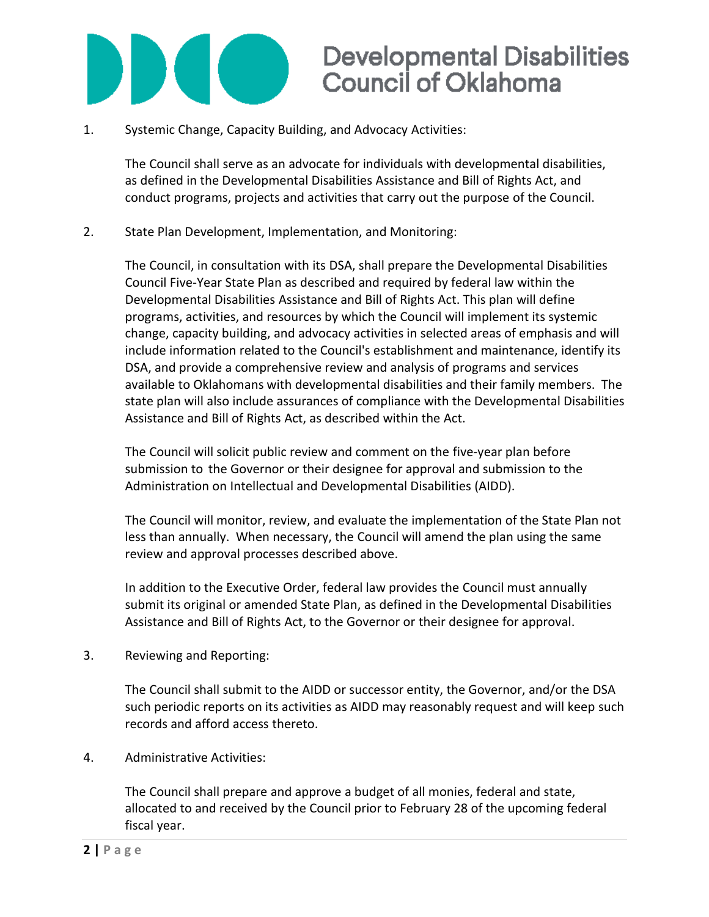1. Systemic Change, Capacity Building, and Advocacy Activities:

   The Council shall serve as an advocate for individuals with developmental disabilities, as defined in the Developmental Disabilities Assistance and Bill of Rights Act, and conduct programs, projects and activities that carry out the purpose of the Council.

2. State Plan Development, Implementation, and Monitoring:

   The Council, in consultation with its DSA, shall prepare the Developmental Disabilities Council Five-Year State Plan as described and required by federal law within the Developmental Disabilities Assistance and Bill of Rights Act. This plan will define programs, activities, and resources by which the Council will implement its systemic change, capacity building, and advocacy activities in selected areas of emphasis and will include information related to the Council's establishment and maintenance, identify its DSA, and provide a comprehensive review and analysis of programs and services available to Oklahomans with developmental disabilities and their family members. The state plan will also include assurances of compliance with the Developmental Disabilities Assistance and Bill of Rights Act, as described within the Act.

   The Council will solicit public review and comment on the five-year plan before submission to the Governor or their designee for approval and submission to the Administration on Intellectual and Developmental Disabilities (AIDD).

   The Council will monitor, review, and evaluate the implementation of the State Plan not less than annually. When necessary, the Council will amend the plan using the same review and approval processes described above.

   In addition to the Executive Order, federal law provides the Council must annually submit its original or amended State Plan, as defined in the Developmental Disabilities Assistance and Bill of Rights Act, to the Governor or their designee for approval.

3. Reviewing and Reporting:

   The Council shall submit to the AIDD or successor entity, the Governor, and/or the DSA such periodic reports on its activities as AIDD may reasonably request and will keep such records and afford access thereto.

4. Administrative Activities:

   The Council shall prepare and approve a budget of all monies, federal and state, allocated to and received by the Council prior to February 28 of the upcoming federal fiscal year.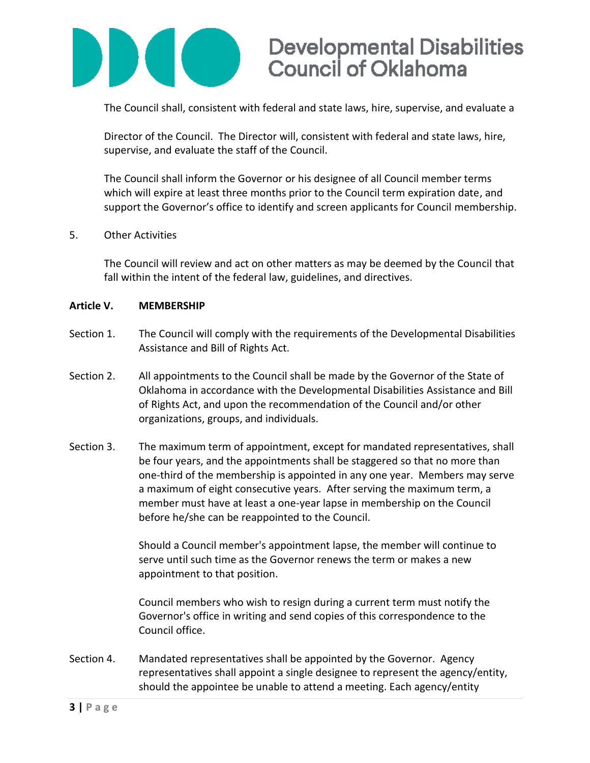The Council shall, consistent with federal and state laws, hire, supervise, and evaluate a

Director of the Council. The Director will, consistent with federal and state laws, hire, supervise, and evaluate the staff of the Council.

The Council shall inform the Governor or his designee of all Council member terms which will expire at least three months prior to the Council term expiration date, and support the Governor's office to identify and screen applicants for Council membership.

5. Other Activities

The Council will review and act on other matters as may be deemed by the Council that fall within the intent of the federal law, guidelines, and directives.

## Article V. MEMBERSHIP

Section 1. The Council will comply with the requirements of the Developmental Disabilities Assistance and Bill of Rights Act.

Section 2. All appointments to the Council shall be made by the Governor of the State of Oklahoma in accordance with the Developmental Disabilities Assistance and Bill of Rights Act, and upon the recommendation of the Council and/or other organizations, groups, and individuals.

Section 3. The maximum term of appointment, except for mandated representatives, shall be four years, and the appointments shall be staggered so that no more than one-third of the membership is appointed in any one year. Members may serve a maximum of eight consecutive years. After serving the maximum term, a member must have at least a one-year lapse in membership on the Council before he/she can be reappointed to the Council.

Should a Council member's appointment lapse, the member will continue to serve until such time as the Governor renews the term or makes a new appointment to that position.

Council members who wish to resign during a current term must notify the Governor's office in writing and send copies of this correspondence to the Council office.

Section 4. Mandated representatives shall be appointed by the Governor. Agency representatives shall appoint a single designee to represent the agency/entity, should the appointee be unable to attend a meeting. Each agency/entity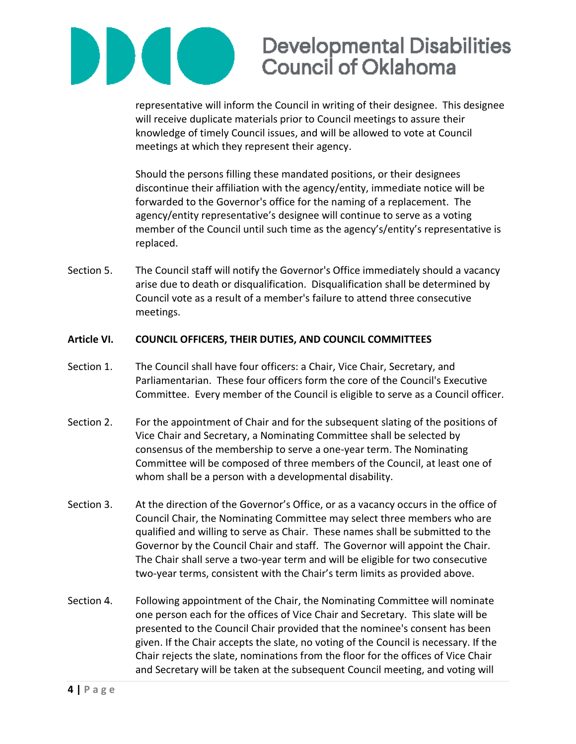representative will inform the Council in writing of their designee. This designee will receive duplicate materials prior to Council meetings to assure their knowledge of timely Council issues, and will be allowed to vote at Council meetings at which they represent their agency.

Should the persons filling these mandated positions, or their designees discontinue their affiliation with the agency/entity, immediate notice will be forwarded to the Governor's office for the naming of a replacement. The agency/entity representative's designee will continue to serve as a voting member of the Council until such time as the agency's/entity's representative is replaced.

Section 5. The Council staff will notify the Governor's Office immediately should a vacancy arise due to death or disqualification. Disqualification shall be determined by Council vote as a result of a member's failure to attend three consecutive meetings.

**Article VI. COUNCIL OFFICERS, THEIR DUTIES, AND COUNCIL COMMITTEES**

Section 1. The Council shall have four officers: a Chair, Vice Chair, Secretary, and Parliamentarian. These four officers form the core of the Council's Executive Committee. Every member of the Council is eligible to serve as a Council officer.

Section 2. For the appointment of Chair and for the subsequent slating of the positions of Vice Chair and Secretary, a Nominating Committee shall be selected by consensus of the membership to serve a one-year term. The Nominating Committee will be composed of three members of the Council, at least one of whom shall be a person with a developmental disability.

Section 3. At the direction of the Governor's Office, or as a vacancy occurs in the office of Council Chair, the Nominating Committee may select three members who are qualified and willing to serve as Chair. These names shall be submitted to the Governor by the Council Chair and staff. The Governor will appoint the Chair. The Chair shall serve a two-year term and will be eligible for two consecutive two-year terms, consistent with the Chair's term limits as provided above.

Section 4. Following appointment of the Chair, the Nominating Committee will nominate one person each for the offices of Vice Chair and Secretary. This slate will be presented to the Council Chair provided that the nominee's consent has been given. If the Chair accepts the slate, no voting of the Council is necessary. If the Chair rejects the slate, nominations from the floor for the offices of Vice Chair and Secretary will be taken at the subsequent Council meeting, and voting will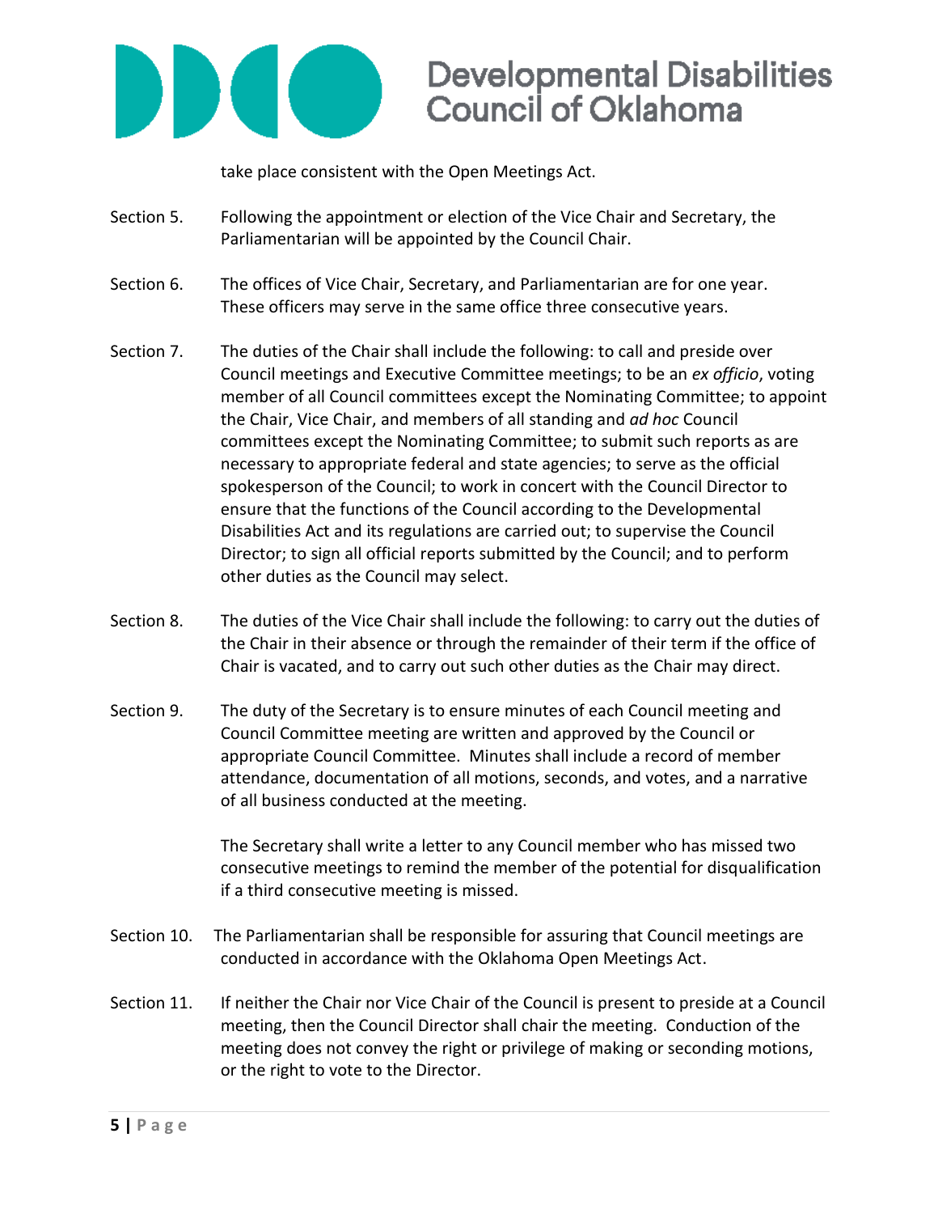take place consistent with the Open Meetings Act.

Section 5. Following the appointment or election of the Vice Chair and Secretary, the Parliamentarian will be appointed by the Council Chair.

Section 6. The offices of Vice Chair, Secretary, and Parliamentarian are for one year. These officers may serve in the same office three consecutive years.

Section 7. The duties of the Chair shall include the following: to call and preside over Council meetings and Executive Committee meetings; to be an *ex officio*, voting member of all Council committees except the Nominating Committee; to appoint the Chair, Vice Chair, and members of all standing and *ad hoc* Council committees except the Nominating Committee; to submit such reports as are necessary to appropriate federal and state agencies; to serve as the official spokesperson of the Council; to work in concert with the Council Director to ensure that the functions of the Council according to the Developmental Disabilities Act and its regulations are carried out; to supervise the Council Director; to sign all official reports submitted by the Council; and to perform other duties as the Council may select.

Section 8. The duties of the Vice Chair shall include the following: to carry out the duties of the Chair in their absence or through the remainder of their term if the office of Chair is vacated, and to carry out such other duties as the Chair may direct.

Section 9. The duty of the Secretary is to ensure minutes of each Council meeting and Council Committee meeting are written and approved by the Council or appropriate Council Committee. Minutes shall include a record of member attendance, documentation of all motions, seconds, and votes, and a narrative of all business conducted at the meeting.

The Secretary shall write a letter to any Council member who has missed two consecutive meetings to remind the member of the potential for disqualification if a third consecutive meeting is missed.

Section 10. The Parliamentarian shall be responsible for assuring that Council meetings are conducted in accordance with the Oklahoma Open Meetings Act.

Section 11. If neither the Chair nor Vice Chair of the Council is present to preside at a Council meeting, then the Council Director shall chair the meeting. Conduction of the meeting does not convey the right or privilege of making or seconding motions, or the right to vote to the Director.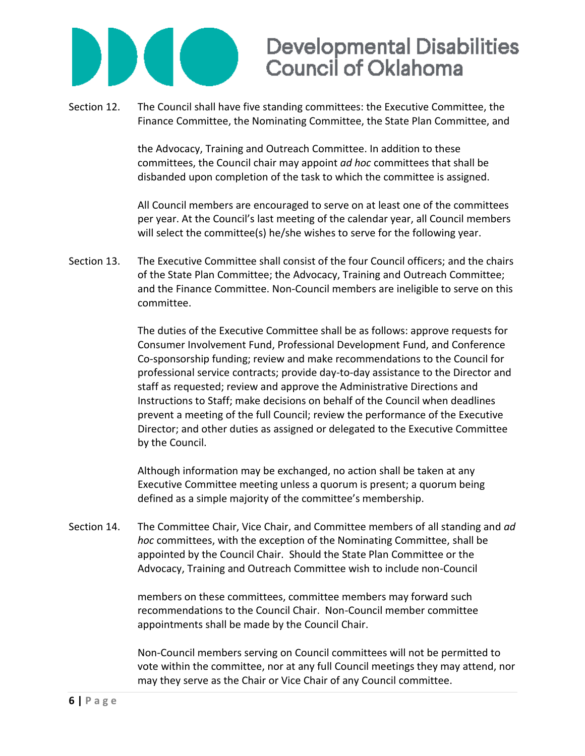Section 12. The Council shall have five standing committees: the Executive Committee, the Finance Committee, the Nominating Committee, the State Plan Committee, and the Advocacy, Training and Outreach Committee. In addition to these committees, the Council chair may appoint *ad hoc* committees that shall be disbanded upon completion of the task to which the committee is assigned.

All Council members are encouraged to serve on at least one of the committees per year. At the Council's last meeting of the calendar year, all Council members will select the committee(s) he/she wishes to serve for the following year.

Section 13. The Executive Committee shall consist of the four Council officers; and the chairs of the State Plan Committee; the Advocacy, Training and Outreach Committee; and the Finance Committee. Non-Council members are ineligible to serve on this committee.

The duties of the Executive Committee shall be as follows: approve requests for Consumer Involvement Fund, Professional Development Fund, and Conference Co-sponsorship funding; review and make recommendations to the Council for professional service contracts; provide day-to-day assistance to the Director and staff as requested; review and approve the Administrative Directions and Instructions to Staff; make decisions on behalf of the Council when deadlines prevent a meeting of the full Council; review the performance of the Executive Director; and other duties as assigned or delegated to the Executive Committee by the Council.

Although information may be exchanged, no action shall be taken at any Executive Committee meeting unless a quorum is present; a quorum being defined as a simple majority of the committee's membership.

Section 14. The Committee Chair, Vice Chair, and Committee members of all standing and *ad hoc* committees, with the exception of the Nominating Committee, shall be appointed by the Council Chair. Should the State Plan Committee or the Advocacy, Training and Outreach Committee wish to include non-Council members on these committees, committee members may forward such recommendations to the Council Chair. Non-Council member committee appointments shall be made by the Council Chair.

Non-Council members serving on Council committees will not be permitted to vote within the committee, nor at any full Council meetings they may attend, nor may they serve as the Chair or Vice Chair of any Council committee.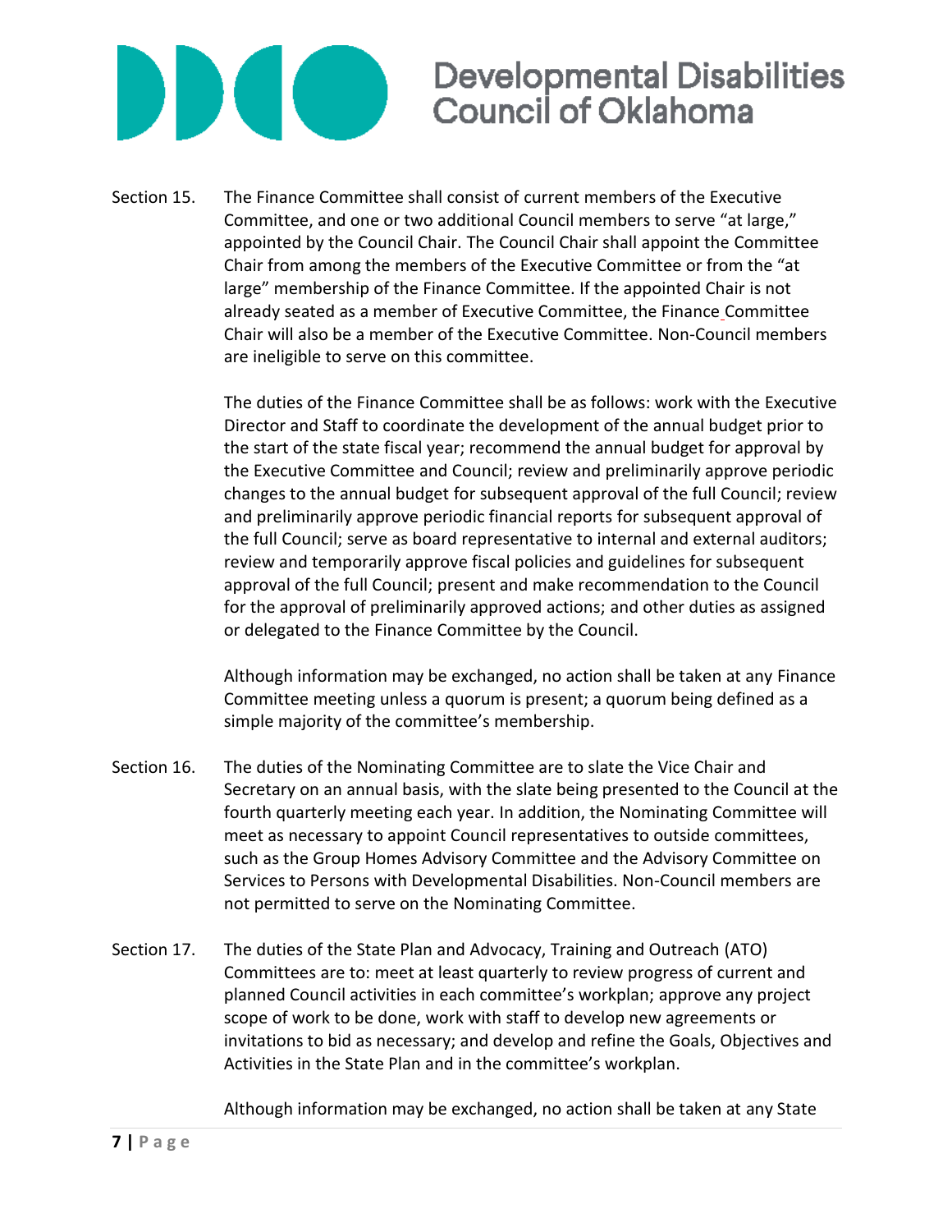Section 15. The Finance Committee shall consist of current members of the Executive Committee, and one or two additional Council members to serve "at large," appointed by the Council Chair. The Council Chair shall appoint the Committee Chair from among the members of the Executive Committee or from the "at large" membership of the Finance Committee. If the appointed Chair is not already seated as a member of Executive Committee, the Finance Committee Chair will also be a member of the Executive Committee. Non-Council members are ineligible to serve on this committee.

The duties of the Finance Committee shall be as follows: work with the Executive Director and Staff to coordinate the development of the annual budget prior to the start of the state fiscal year; recommend the annual budget for approval by the Executive Committee and Council; review and preliminarily approve periodic changes to the annual budget for subsequent approval of the full Council; review and preliminarily approve periodic financial reports for subsequent approval of the full Council; serve as board representative to internal and external auditors; review and temporarily approve fiscal policies and guidelines for subsequent approval of the full Council; present and make recommendation to the Council for the approval of preliminarily approved actions; and other duties as assigned or delegated to the Finance Committee by the Council.

Although information may be exchanged, no action shall be taken at any Finance Committee meeting unless a quorum is present; a quorum being defined as a simple majority of the committee's membership.

Section 16. The duties of the Nominating Committee are to slate the Vice Chair and Secretary on an annual basis, with the slate being presented to the Council at the fourth quarterly meeting each year. In addition, the Nominating Committee will meet as necessary to appoint Council representatives to outside committees, such as the Group Homes Advisory Committee and the Advisory Committee on Services to Persons with Developmental Disabilities. Non-Council members are not permitted to serve on the Nominating Committee.

Section 17. The duties of the State Plan and Advocacy, Training and Outreach (ATO) Committees are to: meet at least quarterly to review progress of current and planned Council activities in each committee's workplan; approve any project scope of work to be done, work with staff to develop new agreements or invitations to bid as necessary; and develop and refine the Goals, Objectives and Activities in the State Plan and in the committee's workplan.

Although information may be exchanged, no action shall be taken at any State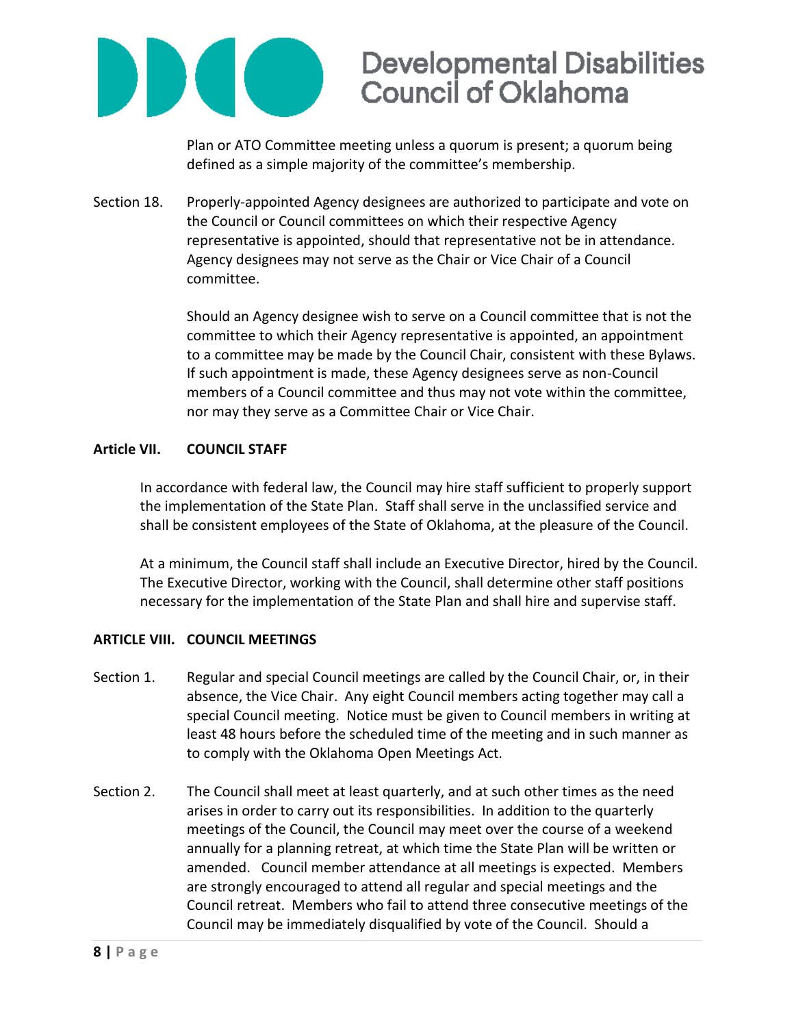Plan or ATO Committee meeting unless a quorum is present; a quorum being defined as a simple majority of the committee's membership.

Section 18. Properly-appointed Agency designees are authorized to participate and vote on the Council or Council committees on which their respective Agency representative is appointed, should that representative not be in attendance. Agency designees may not serve as the Chair or Vice Chair of a Council committee.

Should an Agency designee wish to serve on a Council committee that is not the committee to which their Agency representative is appointed, an appointment to a committee may be made by the Council Chair, consistent with these Bylaws. If such appointment is made, these Agency designees serve as non-Council members of a Council committee and thus may not vote within the committee, nor may they serve as a Committee Chair or Vice Chair.

## Article VII. COUNCIL STAFF

In accordance with federal law, the Council may hire staff sufficient to properly support the implementation of the State Plan. Staff shall serve in the unclassified service and shall be consistent employees of the State of Oklahoma, at the pleasure of the Council.

At a minimum, the Council staff shall include an Executive Director, hired by the Council. The Executive Director, working with the Council, shall determine other staff positions necessary for the implementation of the State Plan and shall hire and supervise staff.

## ARTICLE VIII. COUNCIL MEETINGS

Section 1. Regular and special Council meetings are called by the Council Chair, or, in their absence, the Vice Chair. Any eight Council members acting together may call a special Council meeting. Notice must be given to Council members in writing at least 48 hours before the scheduled time of the meeting and in such manner as to comply with the Oklahoma Open Meetings Act.

Section 2. The Council shall meet at least quarterly, and at such other times as the need arises in order to carry out its responsibilities. In addition to the quarterly meetings of the Council, the Council may meet over the course of a weekend annually for a planning retreat, at which time the State Plan will be written or amended. Council member attendance at all meetings is expected. Members are strongly encouraged to attend all regular and special meetings and the Council retreat. Members who fail to attend three consecutive meetings of the Council may be immediately disqualified by vote of the Council. Should a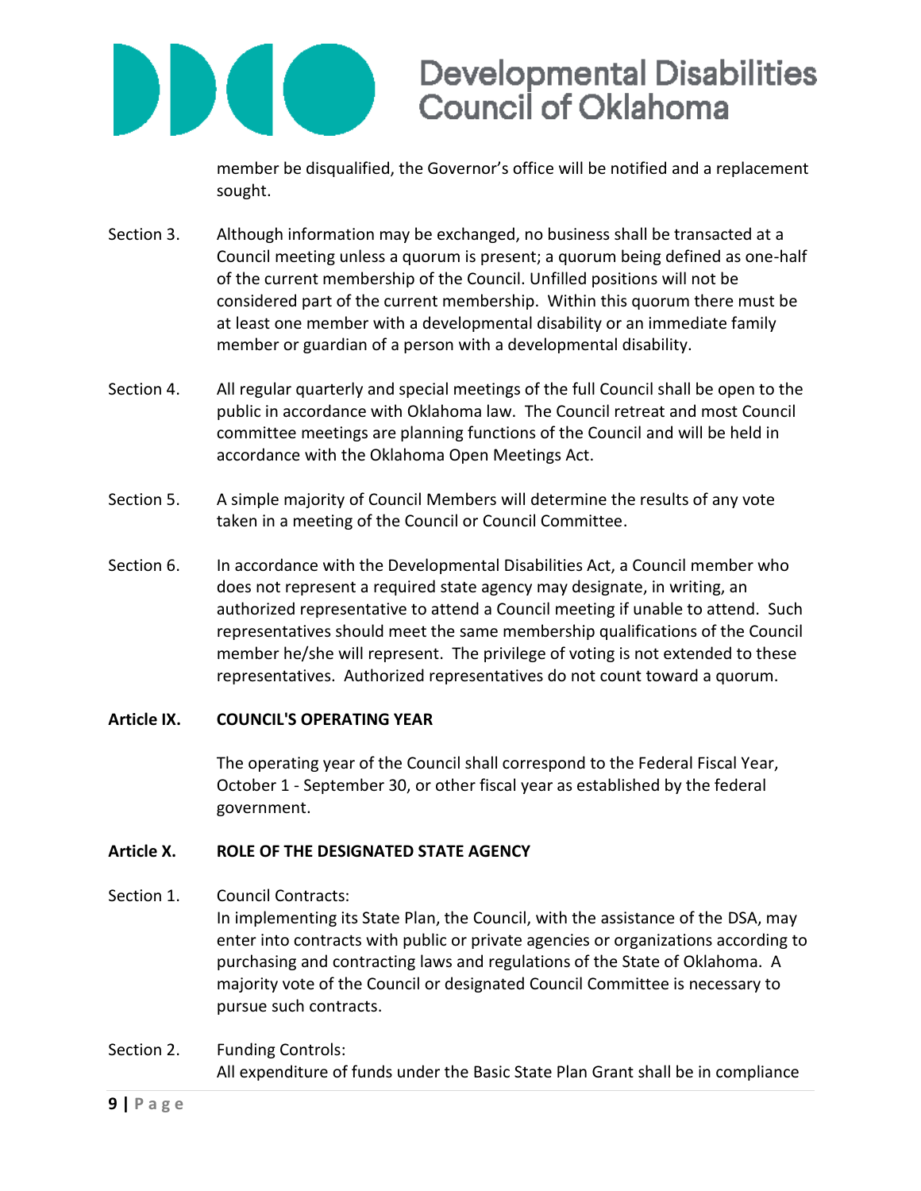member be disqualified, the Governor's office will be notified and a replacement sought.

Section 3. Although information may be exchanged, no business shall be transacted at a Council meeting unless a quorum is present; a quorum being defined as one-half of the current membership of the Council. Unfilled positions will not be considered part of the current membership. Within this quorum there must be at least one member with a developmental disability or an immediate family member or guardian of a person with a developmental disability.

Section 4. All regular quarterly and special meetings of the full Council shall be open to the public in accordance with Oklahoma law. The Council retreat and most Council committee meetings are planning functions of the Council and will be held in accordance with the Oklahoma Open Meetings Act.

Section 5. A simple majority of Council Members will determine the results of any vote taken in a meeting of the Council or Council Committee.

Section 6. In accordance with the Developmental Disabilities Act, a Council member who does not represent a required state agency may designate, in writing, an authorized representative to attend a Council meeting if unable to attend. Such representatives should meet the same membership qualifications of the Council member he/she will represent. The privilege of voting is not extended to these representatives. Authorized representatives do not count toward a quorum.

## Article IX. COUNCIL'S OPERATING YEAR

The operating year of the Council shall correspond to the Federal Fiscal Year, October 1 - September 30, or other fiscal year as established by the federal government.

## Article X. ROLE OF THE DESIGNATED STATE AGENCY

Section 1. Council Contracts:
In implementing its State Plan, the Council, with the assistance of the DSA, may enter into contracts with public or private agencies or organizations according to purchasing and contracting laws and regulations of the State of Oklahoma. A majority vote of the Council or designated Council Committee is necessary to pursue such contracts.

Section 2. Funding Controls:
All expenditure of funds under the Basic State Plan Grant shall be in compliance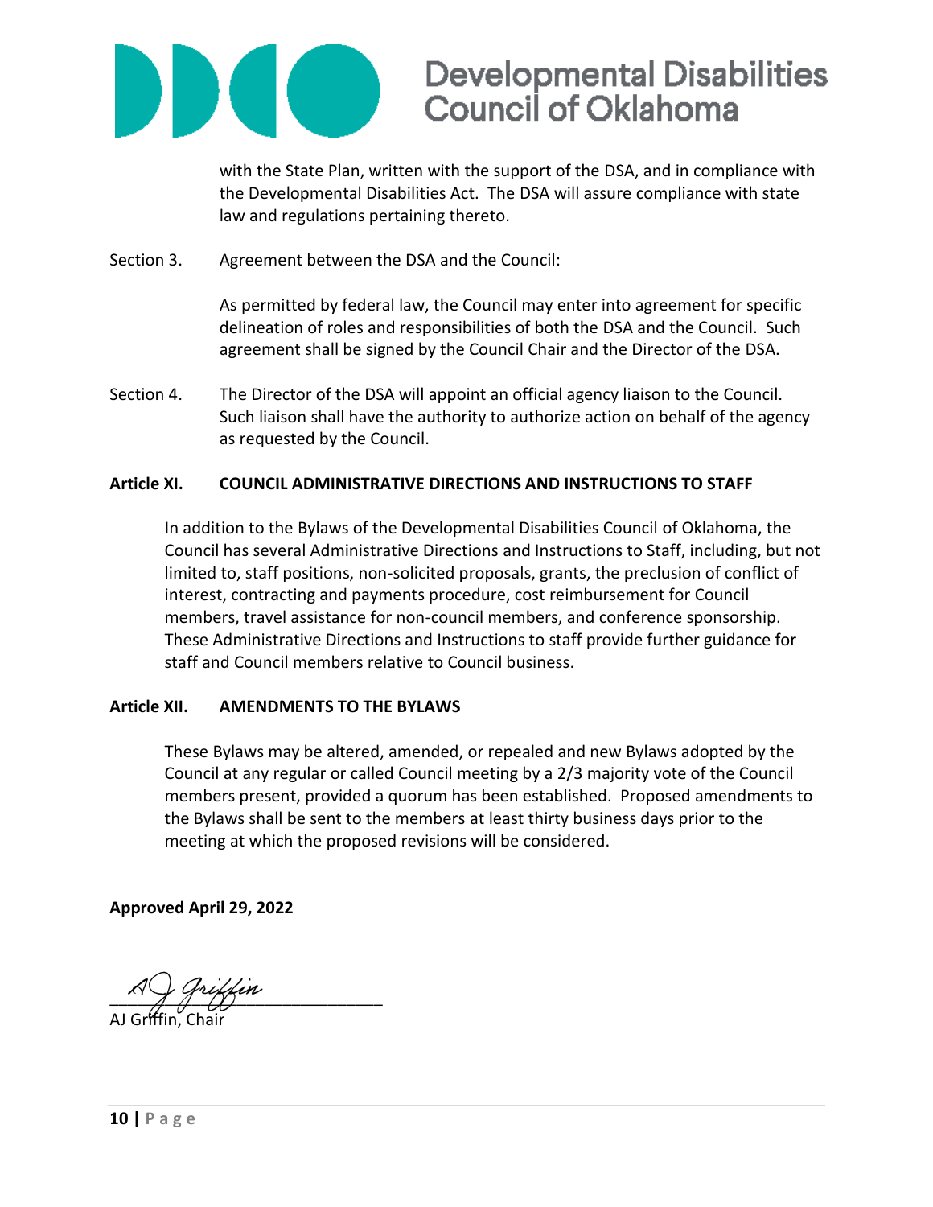with the State Plan, written with the support of the DSA, and in compliance with the Developmental Disabilities Act. The DSA will assure compliance with state law and regulations pertaining thereto.

Section 3. Agreement between the DSA and the Council:

As permitted by federal law, the Council may enter into agreement for specific delineation of roles and responsibilities of both the DSA and the Council. Such agreement shall be signed by the Council Chair and the Director of the DSA.

Section 4. The Director of the DSA will appoint an official agency liaison to the Council. Such liaison shall have the authority to authorize action on behalf of the agency as requested by the Council.

## Article XI. COUNCIL ADMINISTRATIVE DIRECTIONS AND INSTRUCTIONS TO STAFF

In addition to the Bylaws of the Developmental Disabilities Council of Oklahoma, the Council has several Administrative Directions and Instructions to Staff, including, but not limited to, staff positions, non-solicited proposals, grants, the preclusion of conflict of interest, contracting and payments procedure, cost reimbursement for Council members, travel assistance for non-council members, and conference sponsorship. These Administrative Directions and Instructions to staff provide further guidance for staff and Council members relative to Council business.

## Article XII. AMENDMENTS TO THE BYLAWS

These Bylaws may be altered, amended, or repealed and new Bylaws adopted by the Council at any regular or called Council meeting by a 2/3 majority vote of the Council members present, provided a quorum has been established. Proposed amendments to the Bylaws shall be sent to the members at least thirty business days prior to the meeting at which the proposed revisions will be considered.

**Approved April 29, 2022**

AJ Griffin

______________________________
AJ Griffin, Chair